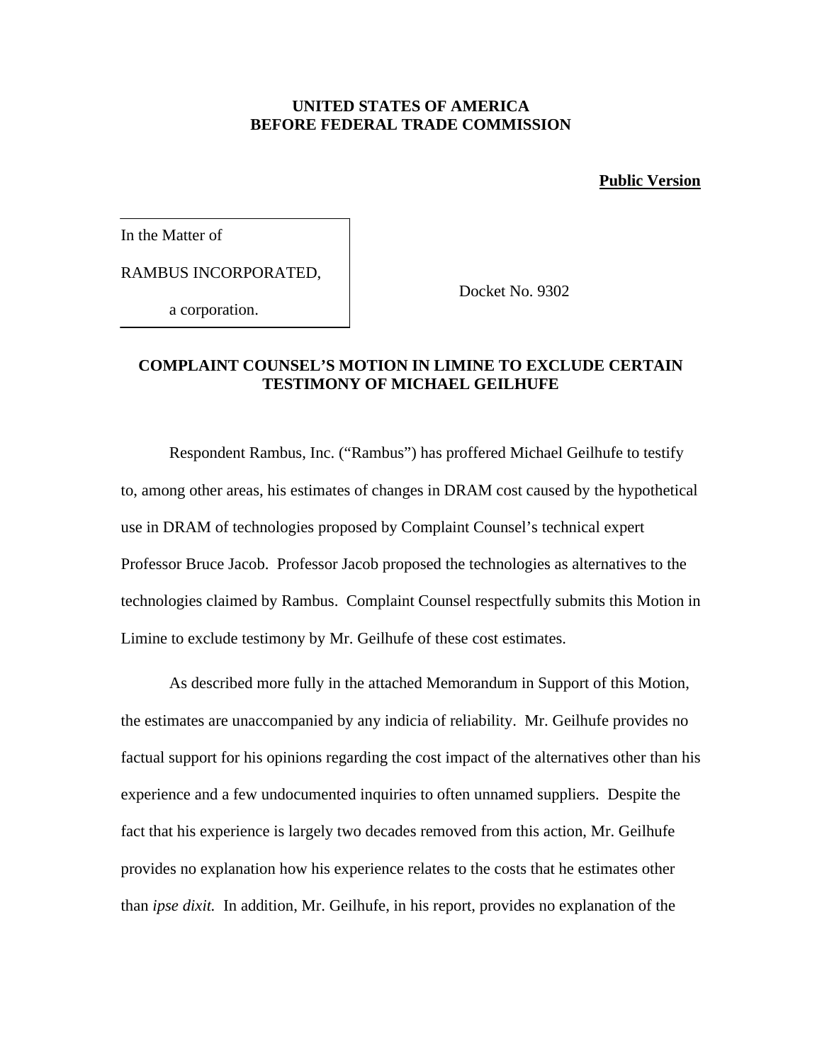**UNITED STATES OF AMERICA**
**BEFORE FEDERAL TRADE COMMISSION**

**Public Version**

| In the Matter of<br><br>RAMBUS INCORPORATED,<br><br>a corporation. | Docket No. 9302 |
|---|---|

**COMPLAINT COUNSEL'S MOTION IN LIMINE TO EXCLUDE CERTAIN TESTIMONY OF MICHAEL GEILHUFE**

Respondent Rambus, Inc. ("Rambus") has proffered Michael Geilhufe to testify to, among other areas, his estimates of changes in DRAM cost caused by the hypothetical use in DRAM of technologies proposed by Complaint Counsel's technical expert Professor Bruce Jacob. Professor Jacob proposed the technologies as alternatives to the technologies claimed by Rambus. Complaint Counsel respectfully submits this Motion in Limine to exclude testimony by Mr. Geilhufe of these cost estimates.

As described more fully in the attached Memorandum in Support of this Motion, the estimates are unaccompanied by any indicia of reliability. Mr. Geilhufe provides no factual support for his opinions regarding the cost impact of the alternatives other than his experience and a few undocumented inquiries to often unnamed suppliers. Despite the fact that his experience is largely two decades removed from this action, Mr. Geilhufe provides no explanation how his experience relates to the costs that he estimates other than *ipse dixit.* In addition, Mr. Geilhufe, in his report, provides no explanation of the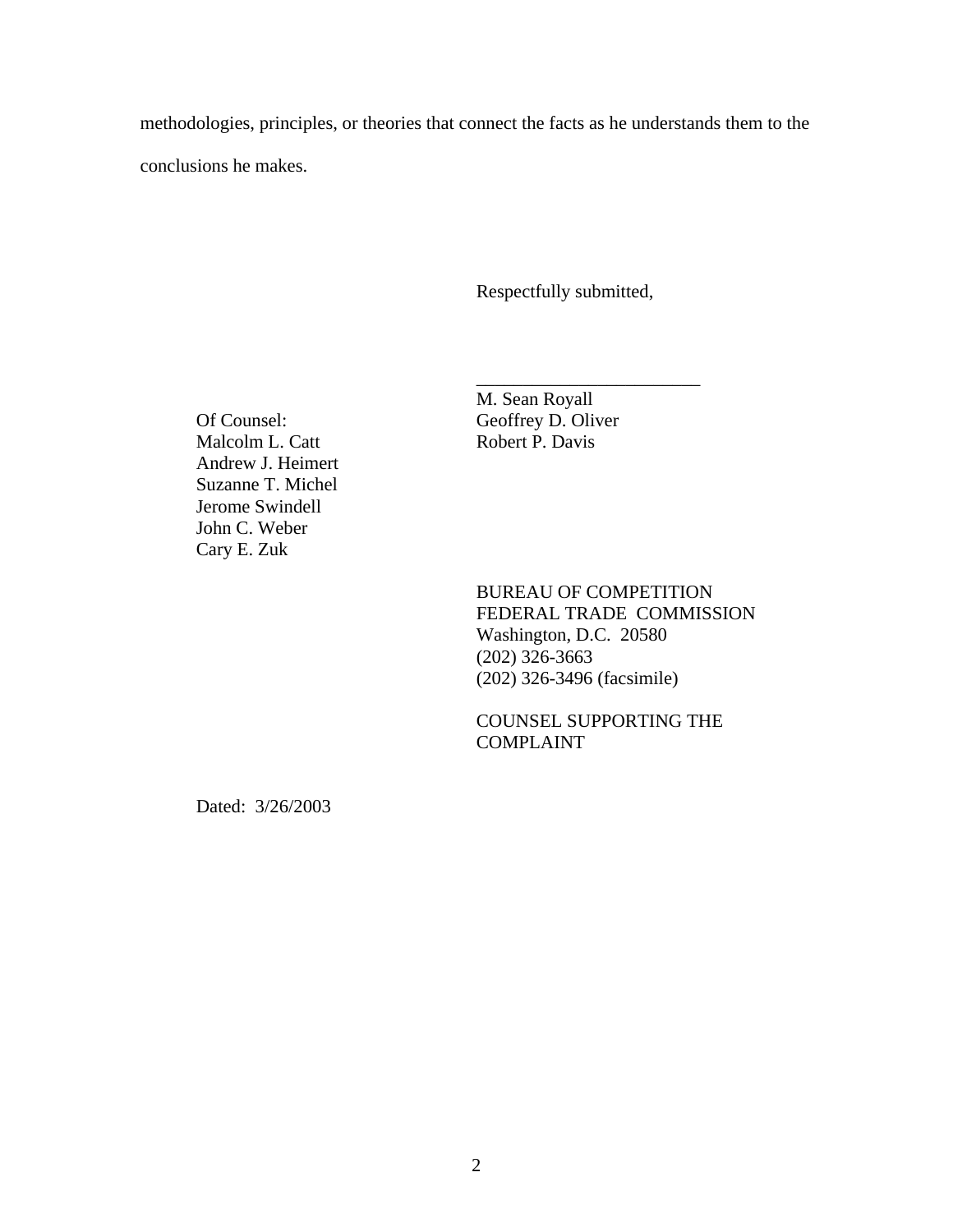methodologies, principles, or theories that connect the facts as he understands them to the conclusions he makes.

Respectfully submitted,

\_\_\_\_\_\_\_\_\_\_\_\_\_\_\_\_\_\_\_\_\_\_\_\_

M. Sean Royall
Geoffrey D. Oliver
Robert P. Davis

Of Counsel:
Malcolm L. Catt
Andrew J. Heimert
Suzanne T. Michel
Jerome Swindell
John C. Weber
Cary E. Zuk

BUREAU OF COMPETITION
FEDERAL TRADE COMMISSION
Washington, D.C. 20580
(202) 326-3663
(202) 326-3496 (facsimile)

COUNSEL SUPPORTING THE COMPLAINT

Dated: 3/26/2003